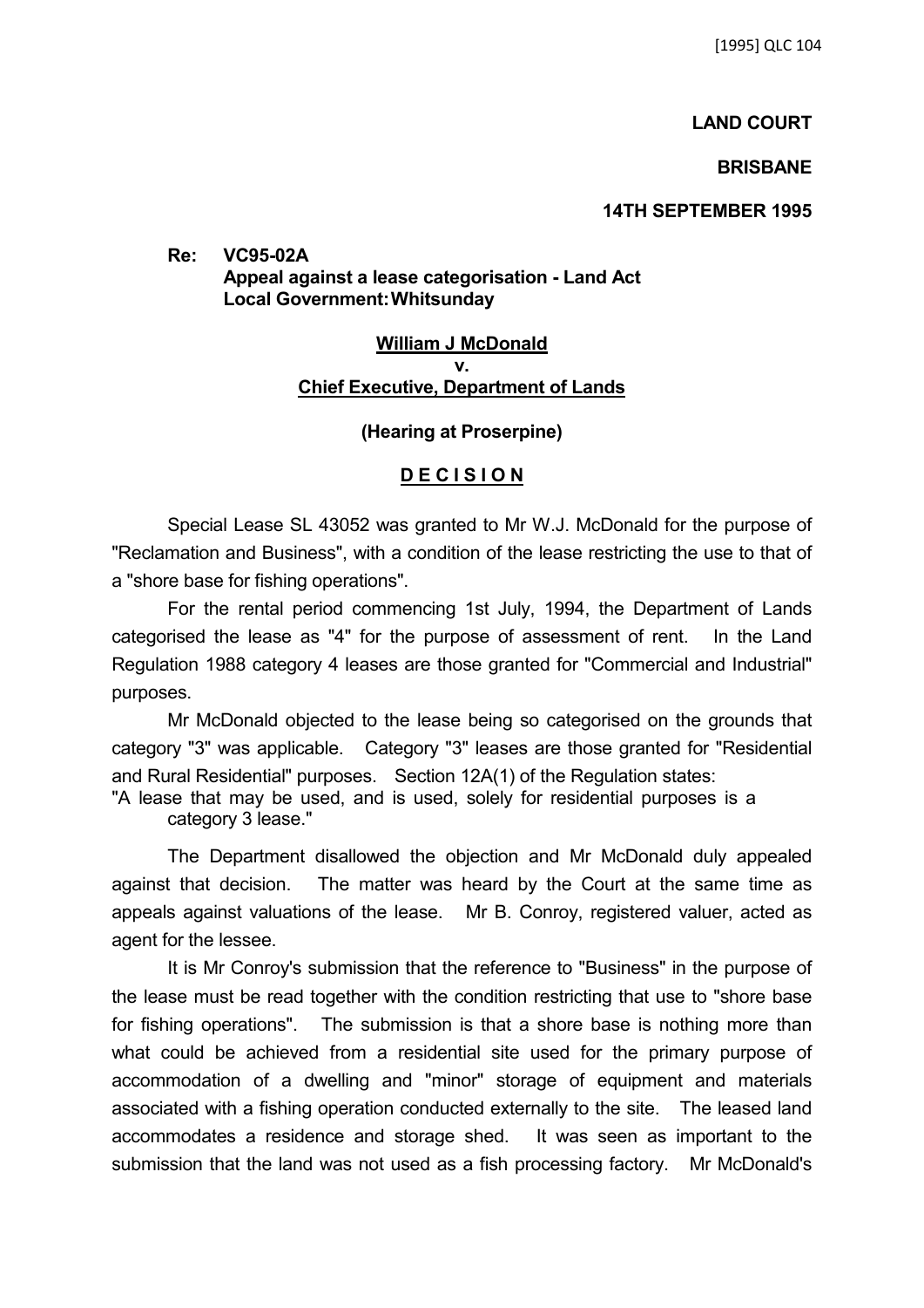[1995] QLC 104

**LAND COURT**

**BRISBANE**

**14TH SEPTEMBER 1995**

**Re: VC95-02A**
**Appeal against a lease categorisation - Land Act**
**Local Government: Whitsunday**

**William J McDonald**
**v.**
**Chief Executive, Department of Lands**

**(Hearing at Proserpine)**

## DECISION

Special Lease SL 43052 was granted to Mr W.J. McDonald for the purpose of "Reclamation and Business", with a condition of the lease restricting the use to that of a "shore base for fishing operations".

For the rental period commencing 1st July, 1994, the Department of Lands categorised the lease as "4" for the purpose of assessment of rent. In the Land Regulation 1988 category 4 leases are those granted for "Commercial and Industrial" purposes.

Mr McDonald objected to the lease being so categorised on the grounds that category "3" was applicable. Category "3" leases are those granted for "Residential and Rural Residential" purposes. Section 12A(1) of the Regulation states:

"A lease that may be used, and is used, solely for residential purposes is a category 3 lease."

The Department disallowed the objection and Mr McDonald duly appealed against that decision. The matter was heard by the Court at the same time as appeals against valuations of the lease. Mr B. Conroy, registered valuer, acted as agent for the lessee.

It is Mr Conroy's submission that the reference to "Business" in the purpose of the lease must be read together with the condition restricting that use to "shore base for fishing operations". The submission is that a shore base is nothing more than what could be achieved from a residential site used for the primary purpose of accommodation of a dwelling and "minor" storage of equipment and materials associated with a fishing operation conducted externally to the site. The leased land accommodates a residence and storage shed. It was seen as important to the submission that the land was not used as a fish processing factory. Mr McDonald's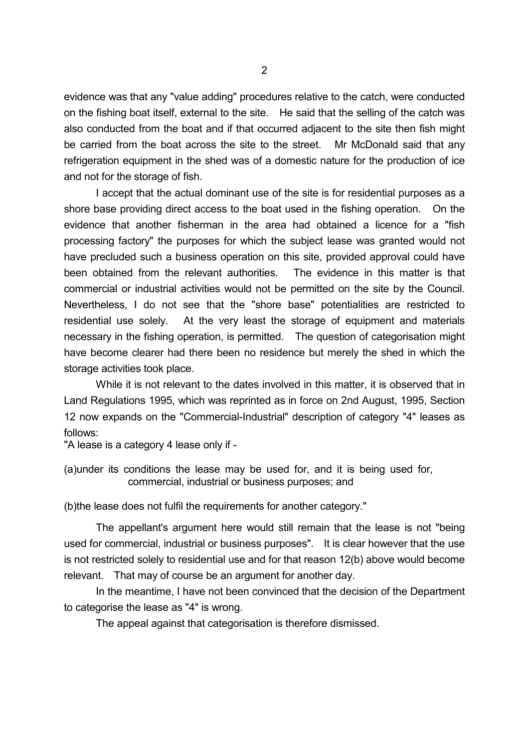evidence was that any "value adding" procedures relative to the catch, were conducted on the fishing boat itself, external to the site. He said that the selling of the catch was also conducted from the boat and if that occurred adjacent to the site then fish might be carried from the boat across the site to the street. Mr McDonald said that any refrigeration equipment in the shed was of a domestic nature for the production of ice and not for the storage of fish.

I accept that the actual dominant use of the site is for residential purposes as a shore base providing direct access to the boat used in the fishing operation. On the evidence that another fisherman in the area had obtained a licence for a "fish processing factory" the purposes for which the subject lease was granted would not have precluded such a business operation on this site, provided approval could have been obtained from the relevant authorities. The evidence in this matter is that commercial or industrial activities would not be permitted on the site by the Council. Nevertheless, I do not see that the "shore base" potentialities are restricted to residential use solely. At the very least the storage of equipment and materials necessary in the fishing operation, is permitted. The question of categorisation might have become clearer had there been no residence but merely the shed in which the storage activities took place.

While it is not relevant to the dates involved in this matter, it is observed that in Land Regulations 1995, which was reprinted as in force on 2nd August, 1995, Section 12 now expands on the "Commercial-Industrial" description of category "4" leases as follows:

"A lease is a category 4 lease only if -

(a) under its conditions the lease may be used for, and it is being used for, commercial, industrial or business purposes; and

(b) the lease does not fulfil the requirements for another category."

The appellant's argument here would still remain that the lease is not "being used for commercial, industrial or business purposes". It is clear however that the use is not restricted solely to residential use and for that reason 12(b) above would become relevant. That may of course be an argument for another day.

In the meantime, I have not been convinced that the decision of the Department to categorise the lease as "4" is wrong.

The appeal against that categorisation is therefore dismissed.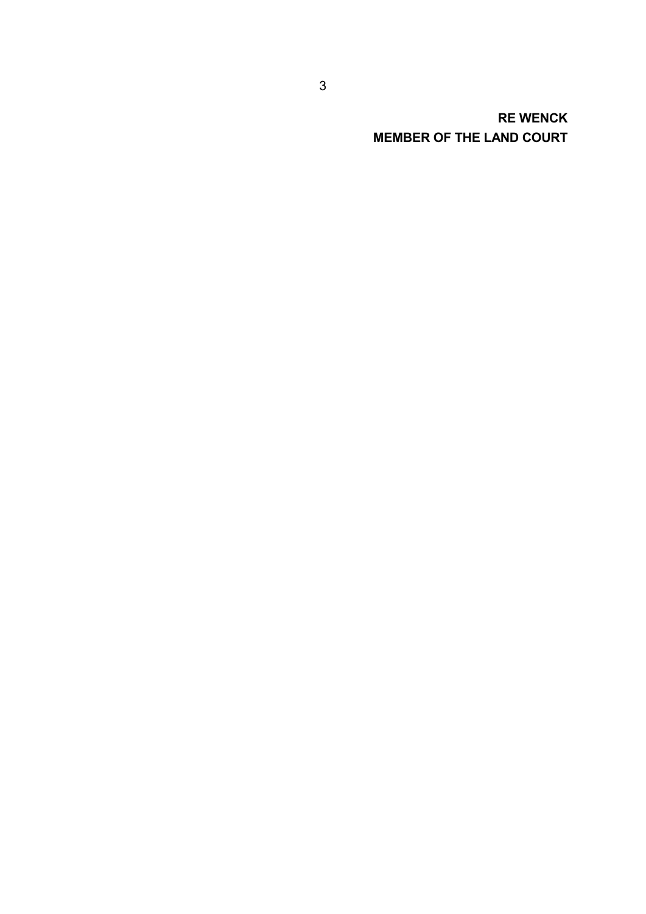**RE WENCK**
**MEMBER OF THE LAND COURT**